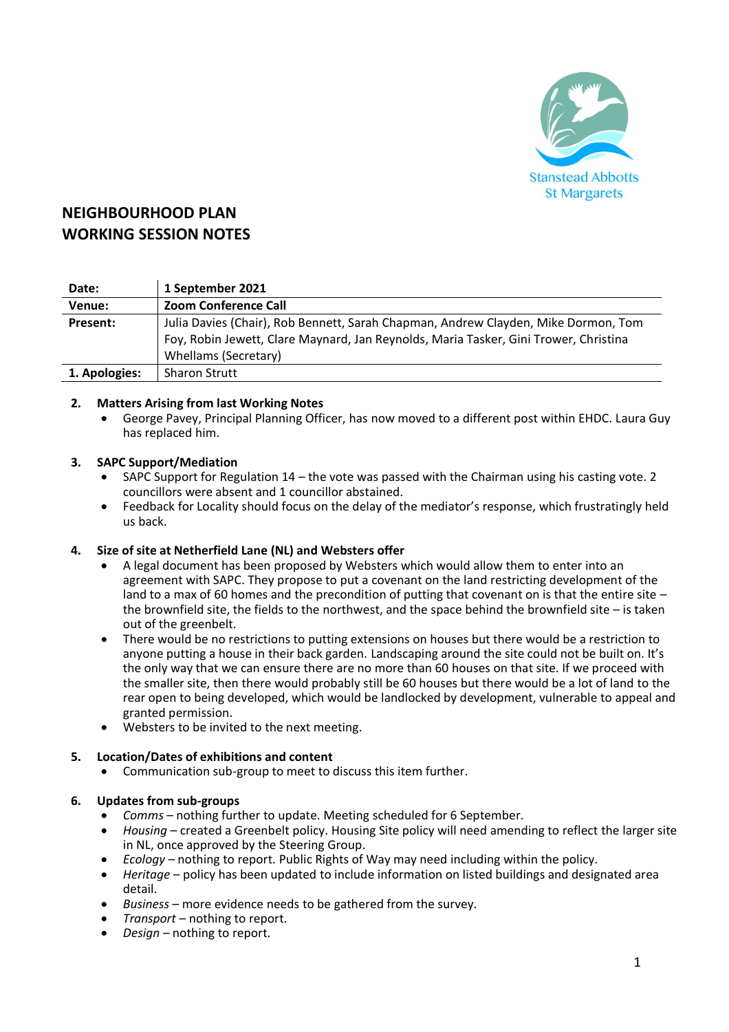Stanstead Abbotts
St Margarets

# NEIGHBOURHOOD PLAN
# WORKING SESSION NOTES

| | |
|---|---|
| **Date:** | **1 September 2021** |
| **Venue:** | **Zoom Conference Call** |
| **Present:** | Julia Davies (Chair), Rob Bennett, Sarah Chapman, Andrew Clayden, Mike Dormon, Tom Foy, Robin Jewett, Clare Maynard, Jan Reynolds, Maria Tasker, Gini Trower, Christina Whellams (Secretary) |
| **1. Apologies:** | Sharon Strutt |

**2. Matters Arising from last Working Notes**

- George Pavey, Principal Planning Officer, has now moved to a different post within EHDC. Laura Guy has replaced him.

**3. SAPC Support/Mediation**

- SAPC Support for Regulation 14 – the vote was passed with the Chairman using his casting vote. 2 councillors were absent and 1 councillor abstained.
- Feedback for Locality should focus on the delay of the mediator's response, which frustratingly held us back.

**4. Size of site at Netherfield Lane (NL) and Websters offer**

- A legal document has been proposed by Websters which would allow them to enter into an agreement with SAPC. They propose to put a covenant on the land restricting development of the land to a max of 60 homes and the precondition of putting that covenant on is that the entire site – the brownfield site, the fields to the northwest, and the space behind the brownfield site – is taken out of the greenbelt.
- There would be no restrictions to putting extensions on houses but there would be a restriction to anyone putting a house in their back garden. Landscaping around the site could not be built on. It's the only way that we can ensure there are no more than 60 houses on that site. If we proceed with the smaller site, then there would probably still be 60 houses but there would be a lot of land to the rear open to being developed, which would be landlocked by development, vulnerable to appeal and granted permission.
- Websters to be invited to the next meeting.

**5. Location/Dates of exhibitions and content**

- Communication sub-group to meet to discuss this item further.

**6. Updates from sub-groups**

- *Comms* – nothing further to update. Meeting scheduled for 6 September.
- *Housing* – created a Greenbelt policy. Housing Site policy will need amending to reflect the larger site in NL, once approved by the Steering Group.
- *Ecology* – nothing to report. Public Rights of Way may need including within the policy.
- *Heritage* – policy has been updated to include information on listed buildings and designated area detail.
- *Business* – more evidence needs to be gathered from the survey.
- *Transport* – nothing to report.
- *Design* – nothing to report.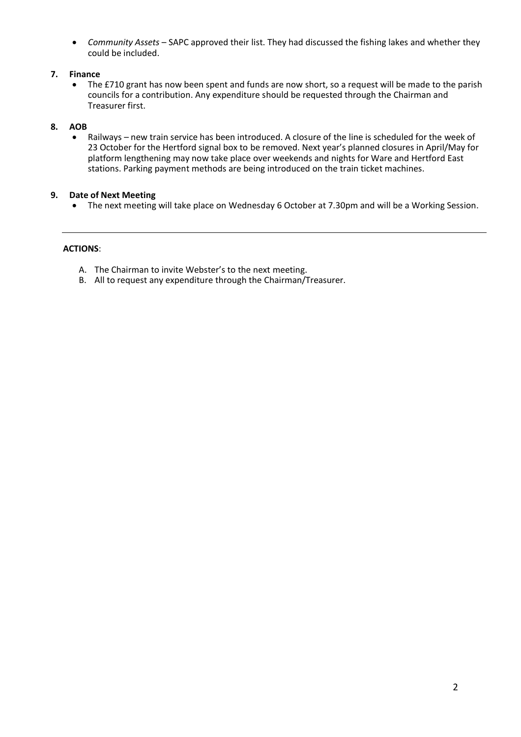- *Community Assets* – SAPC approved their list. They had discussed the fishing lakes and whether they could be included.

**7. Finance**

- The £710 grant has now been spent and funds are now short, so a request will be made to the parish councils for a contribution. Any expenditure should be requested through the Chairman and Treasurer first.

**8. AOB**

- Railways – new train service has been introduced. A closure of the line is scheduled for the week of 23 October for the Hertford signal box to be removed. Next year's planned closures in April/May for platform lengthening may now take place over weekends and nights for Ware and Hertford East stations. Parking payment methods are being introduced on the train ticket machines.

**9. Date of Next Meeting**

- The next meeting will take place on Wednesday 6 October at 7.30pm and will be a Working Session.

---

**ACTIONS**:

A. The Chairman to invite Webster's to the next meeting.
B. All to request any expenditure through the Chairman/Treasurer.